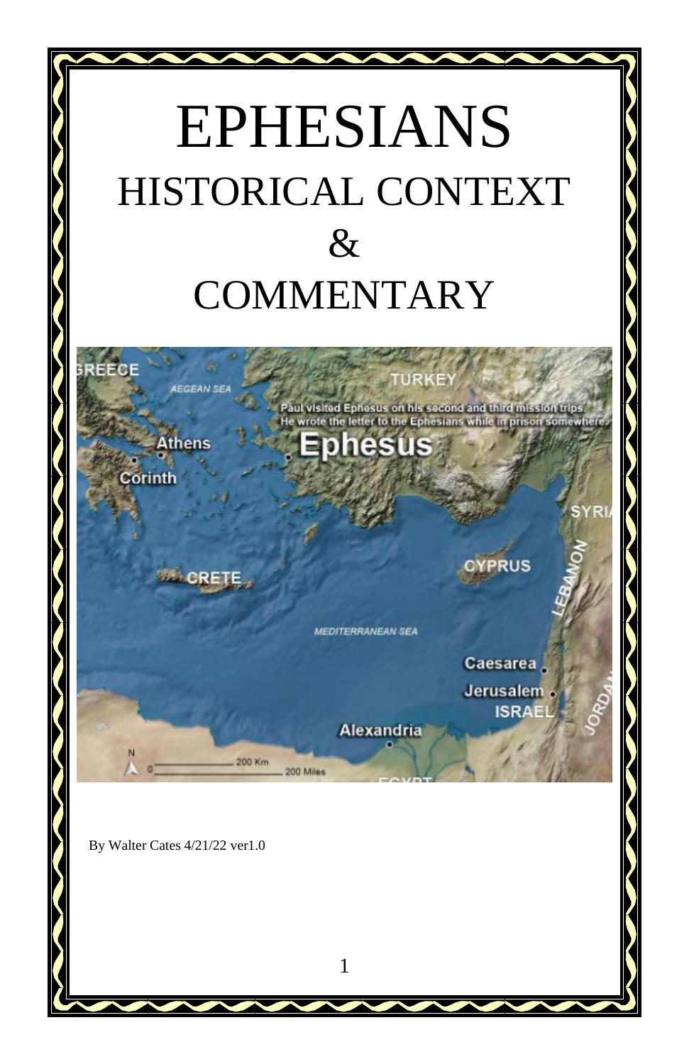# EPHESIANS

## HISTORICAL CONTEXT
## &
## COMMENTARY

By Walter Cates 4/21/22 ver1.0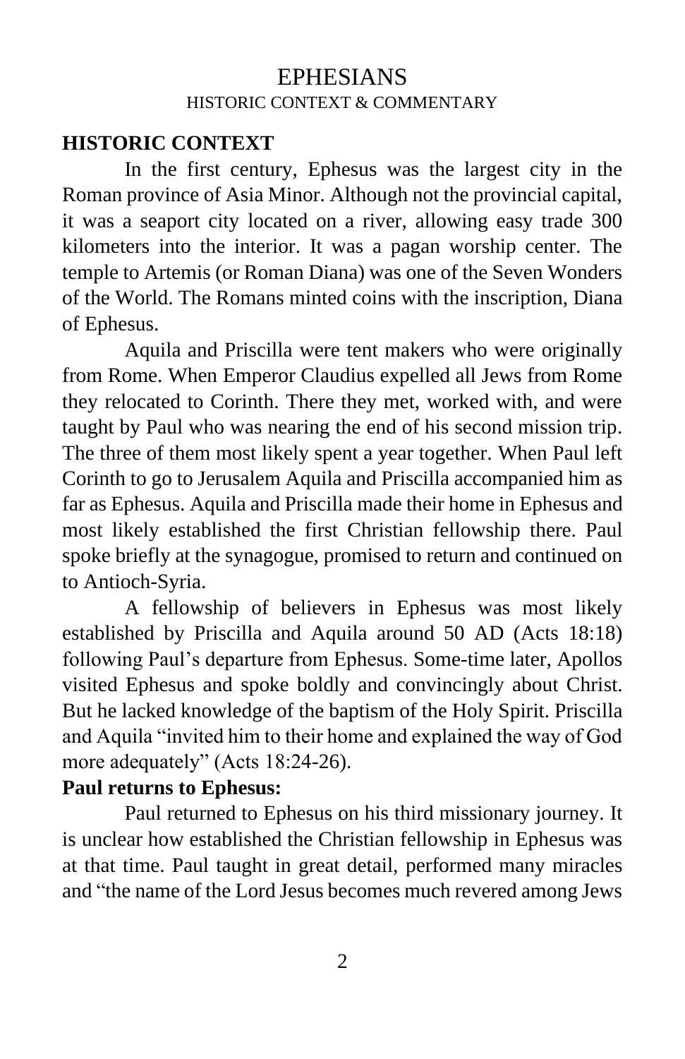# EPHESIANS

HISTORIC CONTEXT & COMMENTARY

## HISTORIC CONTEXT

In the first century, Ephesus was the largest city in the Roman province of Asia Minor. Although not the provincial capital, it was a seaport city located on a river, allowing easy trade 300 kilometers into the interior. It was a pagan worship center. The temple to Artemis (or Roman Diana) was one of the Seven Wonders of the World. The Romans minted coins with the inscription, Diana of Ephesus.

Aquila and Priscilla were tent makers who were originally from Rome. When Emperor Claudius expelled all Jews from Rome they relocated to Corinth. There they met, worked with, and were taught by Paul who was nearing the end of his second mission trip. The three of them most likely spent a year together. When Paul left Corinth to go to Jerusalem Aquila and Priscilla accompanied him as far as Ephesus. Aquila and Priscilla made their home in Ephesus and most likely established the first Christian fellowship there. Paul spoke briefly at the synagogue, promised to return and continued on to Antioch-Syria.

A fellowship of believers in Ephesus was most likely established by Priscilla and Aquila around 50 AD (Acts 18:18) following Paul's departure from Ephesus. Some-time later, Apollos visited Ephesus and spoke boldly and convincingly about Christ. But he lacked knowledge of the baptism of the Holy Spirit. Priscilla and Aquila "invited him to their home and explained the way of God more adequately" (Acts 18:24-26).

**Paul returns to Ephesus:**

Paul returned to Ephesus on his third missionary journey. It is unclear how established the Christian fellowship in Ephesus was at that time. Paul taught in great detail, performed many miracles and "the name of the Lord Jesus becomes much revered among Jews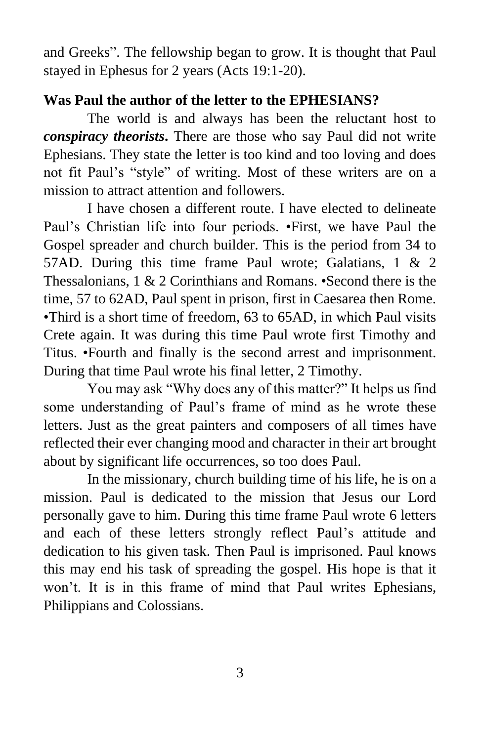and Greeks". The fellowship began to grow. It is thought that Paul stayed in Ephesus for 2 years (Acts 19:1-20).

**Was Paul the author of the letter to the EPHESIANS?**

The world is and always has been the reluctant host to ***conspiracy theorists*.** There are those who say Paul did not write Ephesians. They state the letter is too kind and too loving and does not fit Paul's "style" of writing. Most of these writers are on a mission to attract attention and followers.

I have chosen a different route. I have elected to delineate Paul's Christian life into four periods. •First, we have Paul the Gospel spreader and church builder. This is the period from 34 to 57AD. During this time frame Paul wrote; Galatians, 1 & 2 Thessalonians, 1 & 2 Corinthians and Romans. •Second there is the time, 57 to 62AD, Paul spent in prison, first in Caesarea then Rome. •Third is a short time of freedom, 63 to 65AD, in which Paul visits Crete again. It was during this time Paul wrote first Timothy and Titus. •Fourth and finally is the second arrest and imprisonment. During that time Paul wrote his final letter, 2 Timothy.

You may ask "Why does any of this matter?" It helps us find some understanding of Paul's frame of mind as he wrote these letters. Just as the great painters and composers of all times have reflected their ever changing mood and character in their art brought about by significant life occurrences, so too does Paul.

In the missionary, church building time of his life, he is on a mission. Paul is dedicated to the mission that Jesus our Lord personally gave to him. During this time frame Paul wrote 6 letters and each of these letters strongly reflect Paul's attitude and dedication to his given task. Then Paul is imprisoned. Paul knows this may end his task of spreading the gospel. His hope is that it won't. It is in this frame of mind that Paul writes Ephesians, Philippians and Colossians.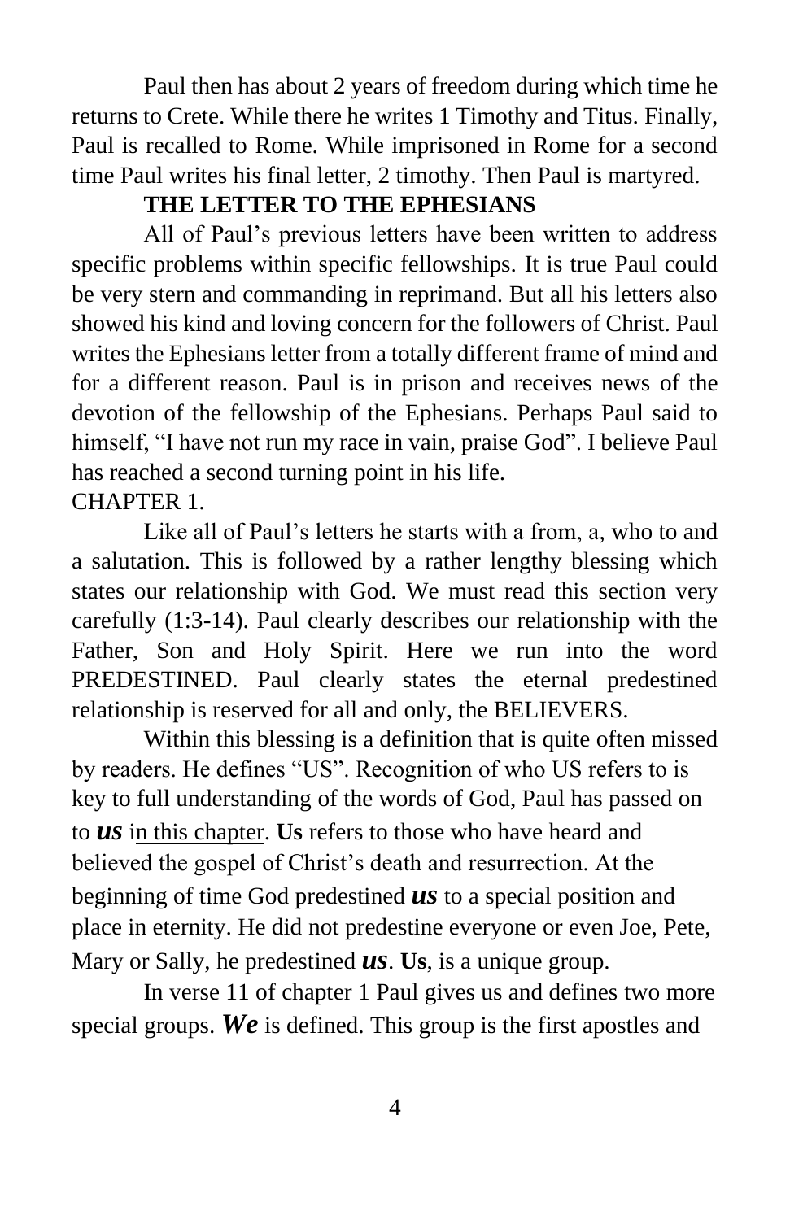Paul then has about 2 years of freedom during which time he returns to Crete. While there he writes 1 Timothy and Titus. Finally, Paul is recalled to Rome. While imprisoned in Rome for a second time Paul writes his final letter, 2 timothy. Then Paul is martyred.

## THE LETTER TO THE EPHESIANS

All of Paul's previous letters have been written to address specific problems within specific fellowships. It is true Paul could be very stern and commanding in reprimand. But all his letters also showed his kind and loving concern for the followers of Christ. Paul writes the Ephesians letter from a totally different frame of mind and for a different reason. Paul is in prison and receives news of the devotion of the fellowship of the Ephesians. Perhaps Paul said to himself, "I have not run my race in vain, praise God". I believe Paul has reached a second turning point in his life.

CHAPTER 1.

Like all of Paul's letters he starts with a from, a, who to and a salutation. This is followed by a rather lengthy blessing which states our relationship with God. We must read this section very carefully (1:3-14). Paul clearly describes our relationship with the Father, Son and Holy Spirit. Here we run into the word PREDESTINED. Paul clearly states the eternal predestined relationship is reserved for all and only, the BELIEVERS.

Within this blessing is a definition that is quite often missed by readers. He defines "US". Recognition of who US refers to is key to full understanding of the words of God, Paul has passed on to ***us*** <u>in this chapter</u>. **Us** refers to those who have heard and believed the gospel of Christ's death and resurrection. At the beginning of time God predestined ***us*** to a special position and place in eternity. He did not predestine everyone or even Joe, Pete, Mary or Sally, he predestined ***us***. **Us**, is a unique group.

In verse 11 of chapter 1 Paul gives us and defines two more special groups. ***We*** is defined. This group is the first apostles and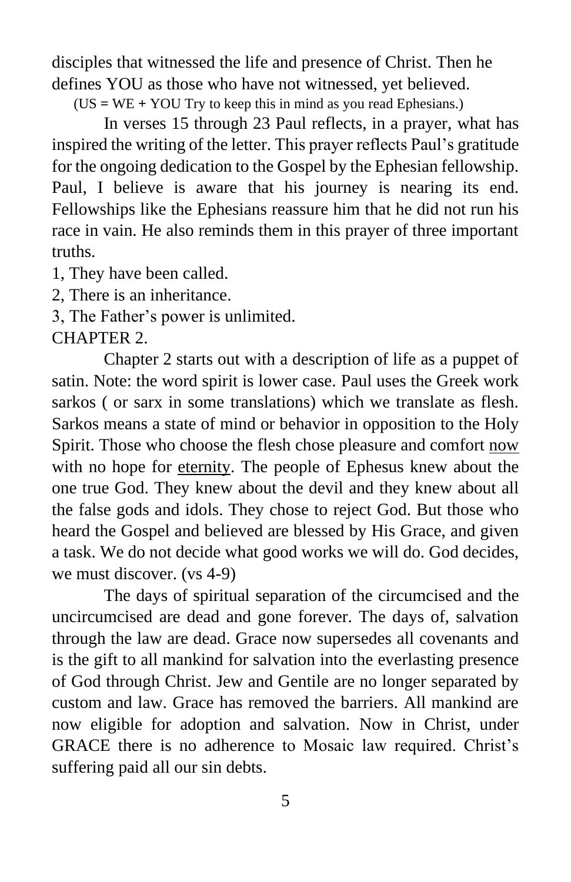disciples that witnessed the life and presence of Christ. Then he defines YOU as those who have not witnessed, yet believed.

(US = WE + YOU Try to keep this in mind as you read Ephesians.)

In verses 15 through 23 Paul reflects, in a prayer, what has inspired the writing of the letter. This prayer reflects Paul's gratitude for the ongoing dedication to the Gospel by the Ephesian fellowship. Paul, I believe is aware that his journey is nearing its end. Fellowships like the Ephesians reassure him that he did not run his race in vain. He also reminds them in this prayer of three important truths.

1, They have been called.

2, There is an inheritance.

3, The Father's power is unlimited.

CHAPTER 2.

Chapter 2 starts out with a description of life as a puppet of satin. Note: the word spirit is lower case. Paul uses the Greek work sarkos ( or sarx in some translations) which we translate as flesh. Sarkos means a state of mind or behavior in opposition to the Holy Spirit. Those who choose the flesh chose pleasure and comfort <u>now</u> with no hope for <u>eternity</u>. The people of Ephesus knew about the one true God. They knew about the devil and they knew about all the false gods and idols. They chose to reject God. But those who heard the Gospel and believed are blessed by His Grace, and given a task. We do not decide what good works we will do. God decides, we must discover. (vs 4-9)

The days of spiritual separation of the circumcised and the uncircumcised are dead and gone forever. The days of, salvation through the law are dead. Grace now supersedes all covenants and is the gift to all mankind for salvation into the everlasting presence of God through Christ. Jew and Gentile are no longer separated by custom and law. Grace has removed the barriers. All mankind are now eligible for adoption and salvation. Now in Christ, under GRACE there is no adherence to Mosaic law required. Christ's suffering paid all our sin debts.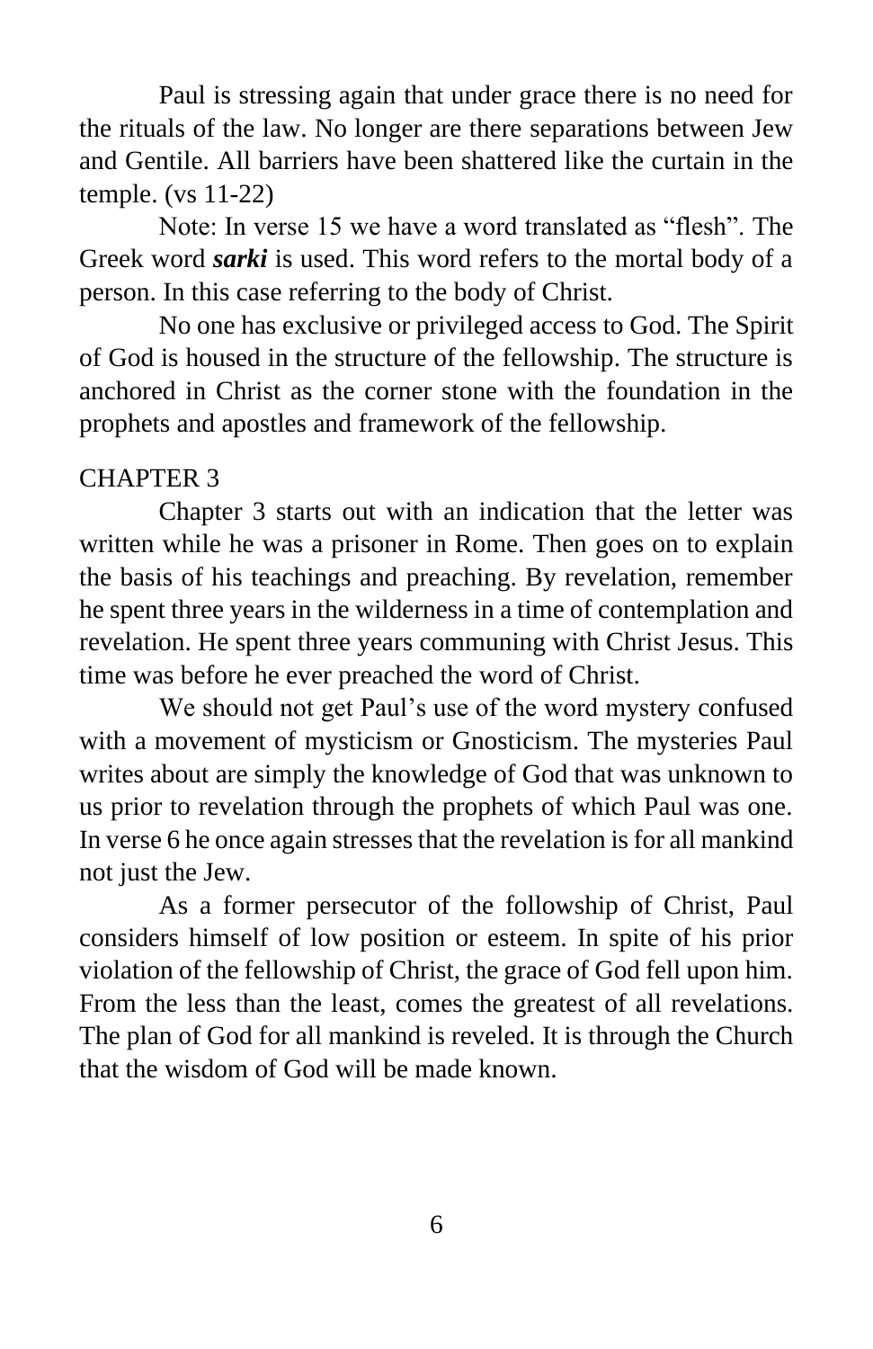Paul is stressing again that under grace there is no need for the rituals of the law. No longer are there separations between Jew and Gentile. All barriers have been shattered like the curtain in the temple. (vs 11-22)

Note: In verse 15 we have a word translated as "flesh". The Greek word ***sarki*** is used. This word refers to the mortal body of a person. In this case referring to the body of Christ.

No one has exclusive or privileged access to God. The Spirit of God is housed in the structure of the fellowship. The structure is anchored in Christ as the corner stone with the foundation in the prophets and apostles and framework of the fellowship.

## CHAPTER 3

Chapter 3 starts out with an indication that the letter was written while he was a prisoner in Rome. Then goes on to explain the basis of his teachings and preaching. By revelation, remember he spent three years in the wilderness in a time of contemplation and revelation. He spent three years communing with Christ Jesus. This time was before he ever preached the word of Christ.

We should not get Paul's use of the word mystery confused with a movement of mysticism or Gnosticism. The mysteries Paul writes about are simply the knowledge of God that was unknown to us prior to revelation through the prophets of which Paul was one. In verse 6 he once again stresses that the revelation is for all mankind not just the Jew.

As a former persecutor of the followship of Christ, Paul considers himself of low position or esteem. In spite of his prior violation of the fellowship of Christ, the grace of God fell upon him. From the less than the least, comes the greatest of all revelations. The plan of God for all mankind is reveled. It is through the Church that the wisdom of God will be made known.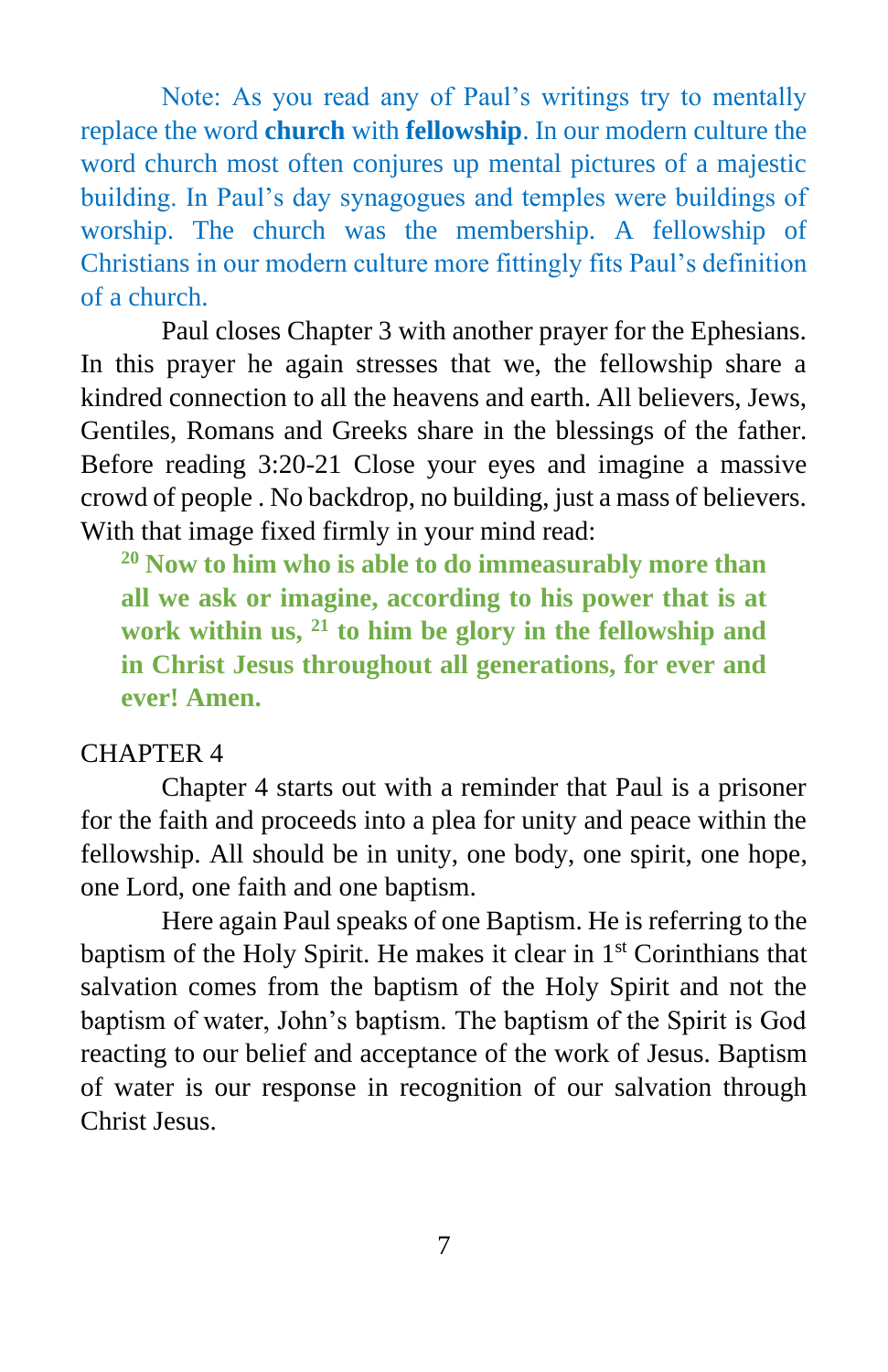Note: As you read any of Paul's writings try to mentally replace the word **church** with **fellowship**. In our modern culture the word church most often conjures up mental pictures of a majestic building. In Paul's day synagogues and temples were buildings of worship. The church was the membership. A fellowship of Christians in our modern culture more fittingly fits Paul's definition of a church.

Paul closes Chapter 3 with another prayer for the Ephesians. In this prayer he again stresses that we, the fellowship share a kindred connection to all the heavens and earth. All believers, Jews, Gentiles, Romans and Greeks share in the blessings of the father. Before reading 3:20-21 Close your eyes and imagine a massive crowd of people . No backdrop, no building, just a mass of believers. With that image fixed firmly in your mind read:

> **[20] Now to him who is able to do immeasurably more than all we ask or imagine, according to his power that is at work within us, [21] to him be glory in the fellowship and in Christ Jesus throughout all generations, for ever and ever! Amen.**

CHAPTER 4

Chapter 4 starts out with a reminder that Paul is a prisoner for the faith and proceeds into a plea for unity and peace within the fellowship. All should be in unity, one body, one spirit, one hope, one Lord, one faith and one baptism.

Here again Paul speaks of one Baptism. He is referring to the baptism of the Holy Spirit. He makes it clear in 1st Corinthians that salvation comes from the baptism of the Holy Spirit and not the baptism of water, John's baptism. The baptism of the Spirit is God reacting to our belief and acceptance of the work of Jesus. Baptism of water is our response in recognition of our salvation through Christ Jesus.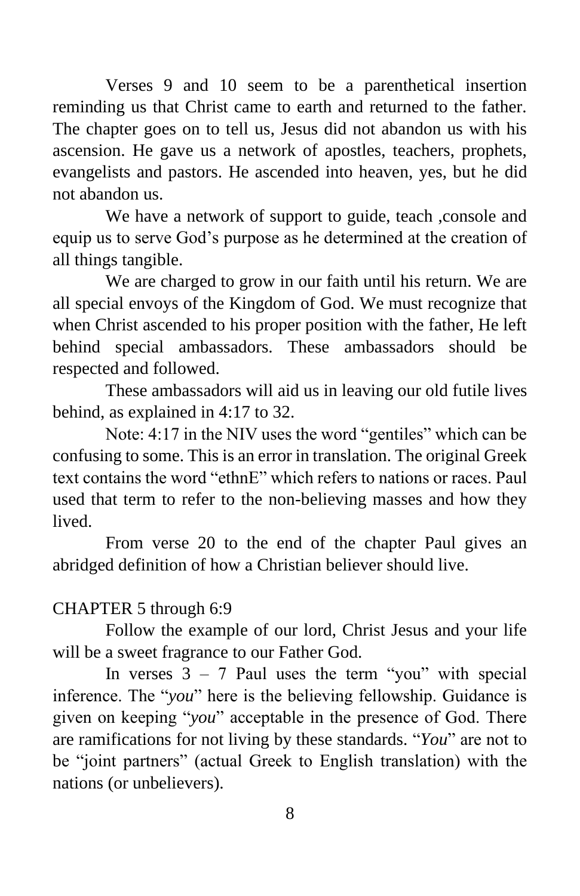Verses 9 and 10 seem to be a parenthetical insertion reminding us that Christ came to earth and returned to the father. The chapter goes on to tell us, Jesus did not abandon us with his ascension. He gave us a network of apostles, teachers, prophets, evangelists and pastors. He ascended into heaven, yes, but he did not abandon us.

We have a network of support to guide, teach ,console and equip us to serve God's purpose as he determined at the creation of all things tangible.

We are charged to grow in our faith until his return. We are all special envoys of the Kingdom of God. We must recognize that when Christ ascended to his proper position with the father, He left behind special ambassadors. These ambassadors should be respected and followed.

These ambassadors will aid us in leaving our old futile lives behind, as explained in 4:17 to 32.

Note: 4:17 in the NIV uses the word "gentiles" which can be confusing to some. This is an error in translation. The original Greek text contains the word "ethnE" which refers to nations or races. Paul used that term to refer to the non-believing masses and how they lived.

From verse 20 to the end of the chapter Paul gives an abridged definition of how a Christian believer should live.

CHAPTER 5 through 6:9

Follow the example of our lord, Christ Jesus and your life will be a sweet fragrance to our Father God.

In verses 3 – 7 Paul uses the term "you" with special inference. The "*you*" here is the believing fellowship. Guidance is given on keeping "*you*" acceptable in the presence of God. There are ramifications for not living by these standards. "*You*" are not to be "joint partners" (actual Greek to English translation) with the nations (or unbelievers).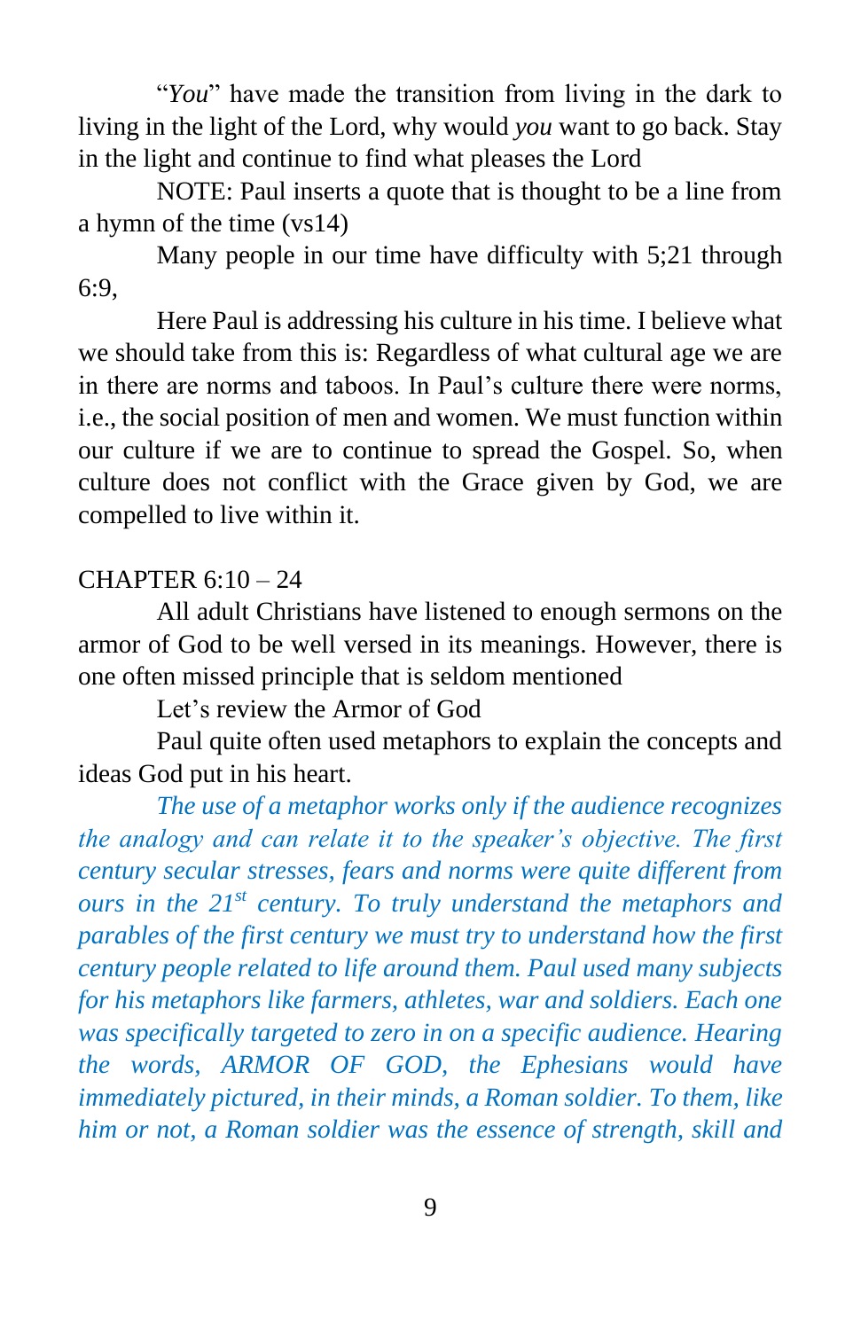"*You*" have made the transition from living in the dark to living in the light of the Lord, why would *you* want to go back. Stay in the light and continue to find what pleases the Lord

NOTE: Paul inserts a quote that is thought to be a line from a hymn of the time (vs14)

Many people in our time have difficulty with 5;21 through 6:9,

Here Paul is addressing his culture in his time. I believe what we should take from this is: Regardless of what cultural age we are in there are norms and taboos. In Paul's culture there were norms, i.e., the social position of men and women. We must function within our culture if we are to continue to spread the Gospel. So, when culture does not conflict with the Grace given by God, we are compelled to live within it.

CHAPTER 6:10 – 24

All adult Christians have listened to enough sermons on the armor of God to be well versed in its meanings. However, there is one often missed principle that is seldom mentioned

Let's review the Armor of God

Paul quite often used metaphors to explain the concepts and ideas God put in his heart.

*The use of a metaphor works only if the audience recognizes the analogy and can relate it to the speaker's objective. The first century secular stresses, fears and norms were quite different from ours in the 21st century. To truly understand the metaphors and parables of the first century we must try to understand how the first century people related to life around them. Paul used many subjects for his metaphors like farmers, athletes, war and soldiers. Each one was specifically targeted to zero in on a specific audience. Hearing the words, ARMOR OF GOD, the Ephesians would have immediately pictured, in their minds, a Roman soldier. To them, like him or not, a Roman soldier was the essence of strength, skill and*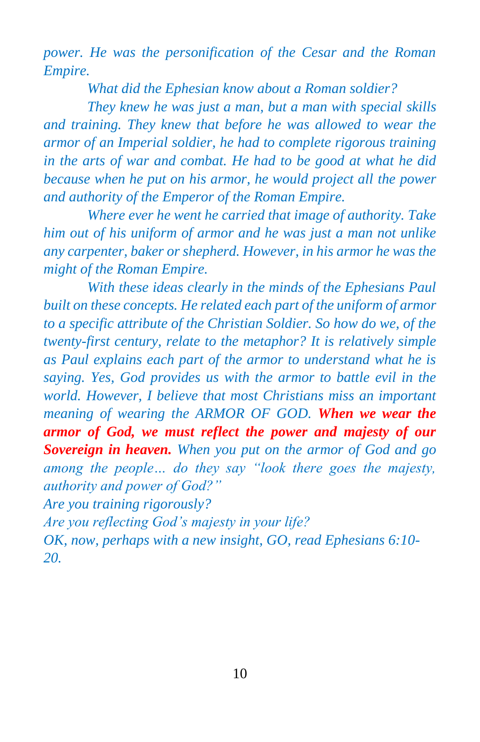*power. He was the personification of the Cesar and the Roman Empire.*

*What did the Ephesian know about a Roman soldier?*

*They knew he was just a man, but a man with special skills and training. They knew that before he was allowed to wear the armor of an Imperial soldier, he had to complete rigorous training in the arts of war and combat. He had to be good at what he did because when he put on his armor, he would project all the power and authority of the Emperor of the Roman Empire.*

*Where ever he went he carried that image of authority. Take him out of his uniform of armor and he was just a man not unlike any carpenter, baker or shepherd. However, in his armor he was the might of the Roman Empire.*

*With these ideas clearly in the minds of the Ephesians Paul built on these concepts. He related each part of the uniform of armor to a specific attribute of the Christian Soldier. So how do we, of the twenty-first century, relate to the metaphor? It is relatively simple as Paul explains each part of the armor to understand what he is saying. Yes, God provides us with the armor to battle evil in the world. However, I believe that most Christians miss an important meaning of wearing the ARMOR OF GOD.* ***When we wear the armor of God, we must reflect the power and majesty of our Sovereign in heaven.*** *When you put on the armor of God and go among the people… do they say "look there goes the majesty, authority and power of God?"*

*Are you training rigorously?*

*Are you reflecting God's majesty in your life?*

*OK, now, perhaps with a new insight, GO, read Ephesians 6:10-20.*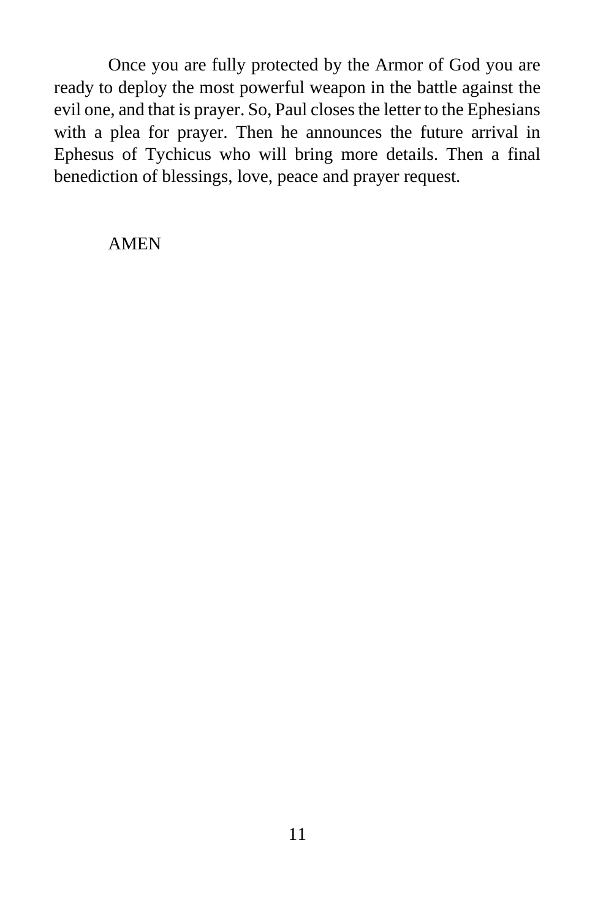Once you are fully protected by the Armor of God you are ready to deploy the most powerful weapon in the battle against the evil one, and that is prayer. So, Paul closes the letter to the Ephesians with a plea for prayer. Then he announces the future arrival in Ephesus of Tychicus who will bring more details. Then a final benediction of blessings, love, peace and prayer request.

AMEN